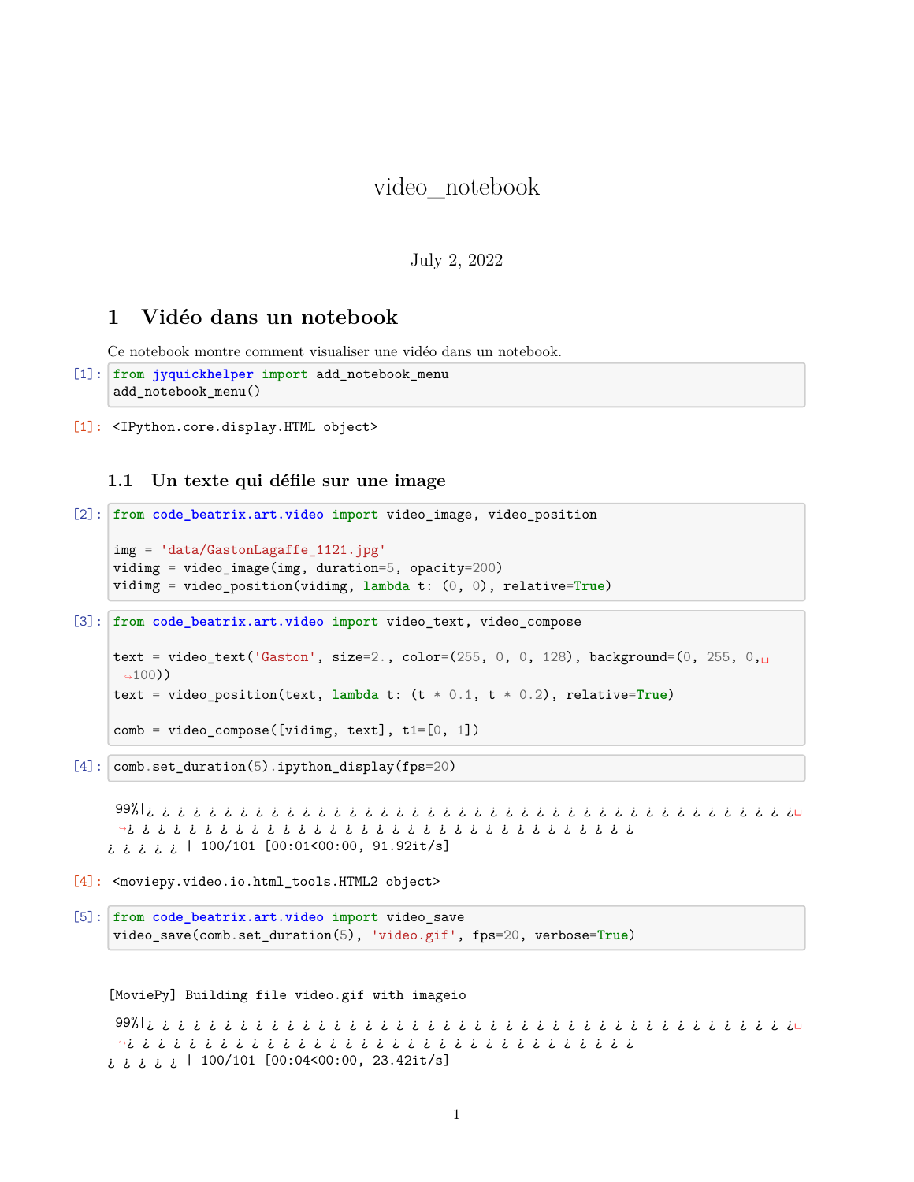# video_notebook

July 2, 2022

## 1 Vidéo dans un notebook

Ce notebook montre comment visualiser une vidéo dans un notebook.

```
[1]: from jyquickhelper import add_notebook_menu
     add_notebook_menu()
```

```
[1]: <IPython.core.display.HTML object>
```

### 1.1 Un texte qui défile sur une image

```
[2]: from code_beatrix.art.video import video_image, video_position

     img = 'data/GastonLagaffe_1121.jpg'
     vidimg = video_image(img, duration=5, opacity=200)
     vidimg = video_position(vidimg, lambda t: (0, 0), relative=True)
```

```
[3]: from code_beatrix.art.video import video_text, video_compose

     text = video_text('Gaston', size=2., color=(255, 0, 0, 128), background=(0, 255, 0,
      ↪100))
     text = video_position(text, lambda t: (t * 0.1, t * 0.2), relative=True)

     comb = video_compose([vidimg, text], t1=[0, 1])
```

```
[4]: comb.set_duration(5).ipython_display(fps=20)
```

```
99%|¿ ¿ ¿ ¿ ¿ ¿ ¿ ¿ ¿ ¿ ¿ ¿ ¿ ¿ ¿ ¿ ¿ ¿ ¿ ¿ ¿ ¿ ¿ ¿ ¿ ¿ ¿ ¿ ¿ ¿ ¿ ¿ ¿ ¿ ¿ ¿ ¿ ¿ ¿ ¿ ¿ ¿
↪¿ ¿ ¿ ¿ ¿ ¿ ¿ ¿ ¿ ¿ ¿ ¿ ¿ ¿ ¿ ¿ ¿ ¿ ¿ ¿ ¿ ¿ ¿ ¿ ¿ ¿ ¿ ¿ ¿ ¿ ¿ ¿ ¿
¿ ¿ ¿ ¿ ¿ | 100/101 [00:01<00:00, 91.92it/s]
```

```
[4]: <moviepy.video.io.html_tools.HTML2 object>
```

```
[5]: from code_beatrix.art.video import video_save
     video_save(comb.set_duration(5), 'video.gif', fps=20, verbose=True)
```

```
[MoviePy] Building file video.gif with imageio

99%|¿ ¿ ¿ ¿ ¿ ¿ ¿ ¿ ¿ ¿ ¿ ¿ ¿ ¿ ¿ ¿ ¿ ¿ ¿ ¿ ¿ ¿ ¿ ¿ ¿ ¿ ¿ ¿ ¿ ¿ ¿ ¿ ¿ ¿ ¿ ¿ ¿ ¿ ¿ ¿ ¿ ¿
↪¿ ¿ ¿ ¿ ¿ ¿ ¿ ¿ ¿ ¿ ¿ ¿ ¿ ¿ ¿ ¿ ¿ ¿ ¿ ¿ ¿ ¿ ¿ ¿ ¿ ¿ ¿ ¿ ¿ ¿ ¿ ¿ ¿
¿ ¿ ¿ ¿ ¿ | 100/101 [00:04<00:00, 23.42it/s]
```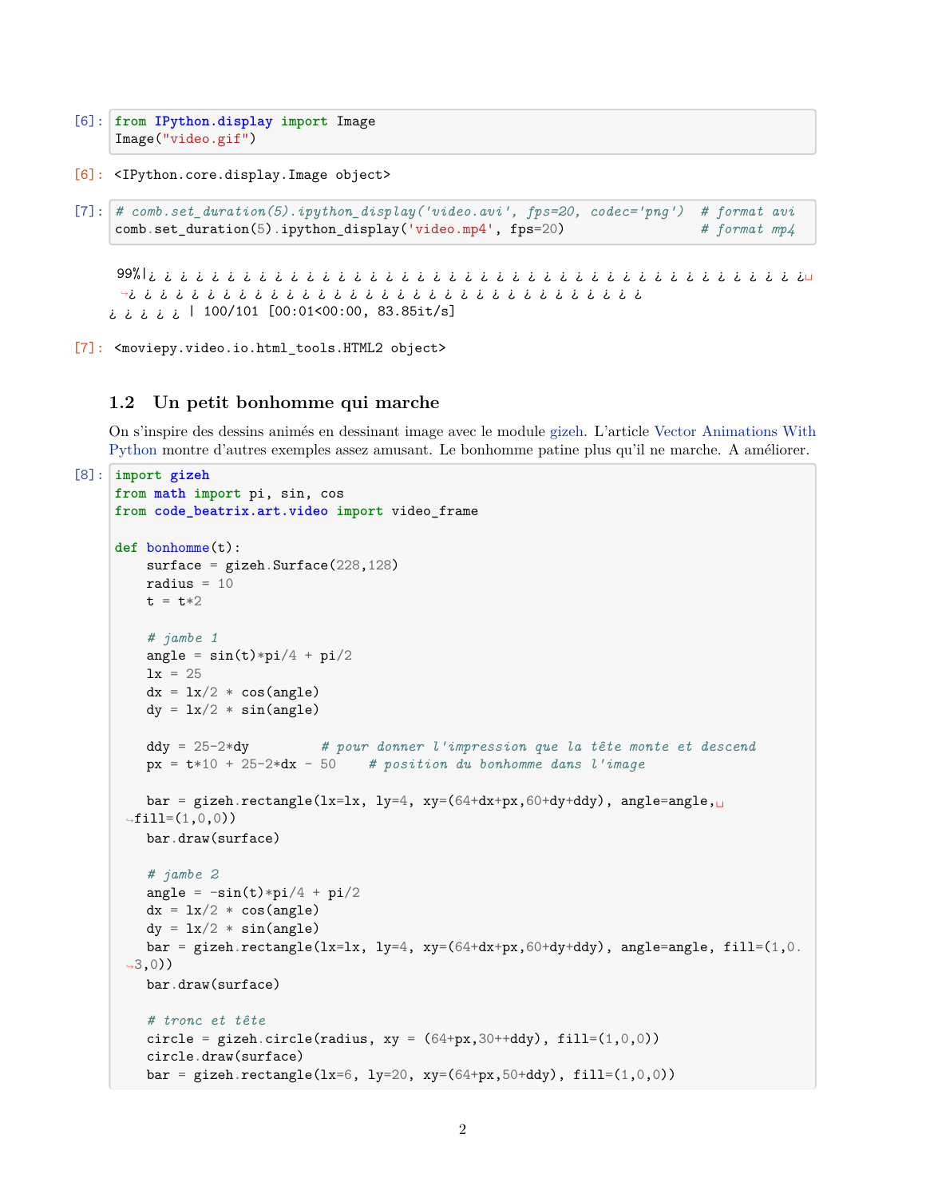```
[6]: from IPython.display import Image
     Image("video.gif")
```

```
[6]: <IPython.core.display.Image object>
```

```
[7]: # comb.set_duration(5).ipython_display('video.avi', fps=20, codec='png')  # format avi
     comb.set_duration(5).ipython_display('video.mp4', fps=20)                # format mp4
```

```
99%|¿ ¿ ¿ ¿ ¿ ¿ ¿ ¿ ¿ ¿ ¿ ¿ ¿ ¿ ¿ ¿ ¿ ¿ ¿ ¿ ¿ ¿ ¿ ¿ ¿ ¿ ¿ ¿ ¿ ¿ ¿ ¿ ¿ ¿ ¿ ¿ ¿ ¿ ¿ ¿ ¿ ¿
 ↪¿ ¿ ¿ ¿ ¿ ¿ ¿ ¿ ¿ ¿ ¿ ¿ ¿ ¿ ¿ ¿ ¿ ¿ ¿ ¿ ¿ ¿ ¿ ¿ ¿ ¿ ¿ ¿ ¿ ¿ ¿ ¿ ¿
¿ ¿ ¿ ¿ ¿ | 100/101 [00:01<00:00, 83.85it/s]
```

```
[7]: <moviepy.video.io.html_tools.HTML2 object>
```

## 1.2 Un petit bonhomme qui marche

On s'inspire des dessins animés en dessinant image avec le module gizeh. L'article Vector Animations With Python montre d'autres exemples assez amusant. Le bonhomme patine plus qu'il ne marche. A améliorer.

```
[8]: import gizeh
     from math import pi, sin, cos
     from code_beatrix.art.video import video_frame

     def bonhomme(t):
         surface = gizeh.Surface(228,128)
         radius = 10
         t = t*2

         # jambe 1
         angle = sin(t)*pi/4 + pi/2
         lx = 25
         dx = lx/2 * cos(angle)
         dy = lx/2 * sin(angle)

         ddy = 25-2*dy          # pour donner l'impression que la tête monte et descend
         px = t*10 + 25-2*dx - 50    # position du bonhomme dans l'image

         bar = gizeh.rectangle(lx=lx, ly=4, xy=(64+dx+px,60+dy+ddy), angle=angle,␣
      ↪fill=(1,0,0))
         bar.draw(surface)

         # jambe 2
         angle = -sin(t)*pi/4 + pi/2
         dx = lx/2 * cos(angle)
         dy = lx/2 * sin(angle)
         bar = gizeh.rectangle(lx=lx, ly=4, xy=(64+dx+px,60+dy+ddy), angle=angle, fill=(1,0.
      ↪3,0))
         bar.draw(surface)

         # tronc et tête
         circle = gizeh.circle(radius, xy = (64+px,30++ddy), fill=(1,0,0))
         circle.draw(surface)
         bar = gizeh.rectangle(lx=6, ly=20, xy=(64+px,50+ddy), fill=(1,0,0))
```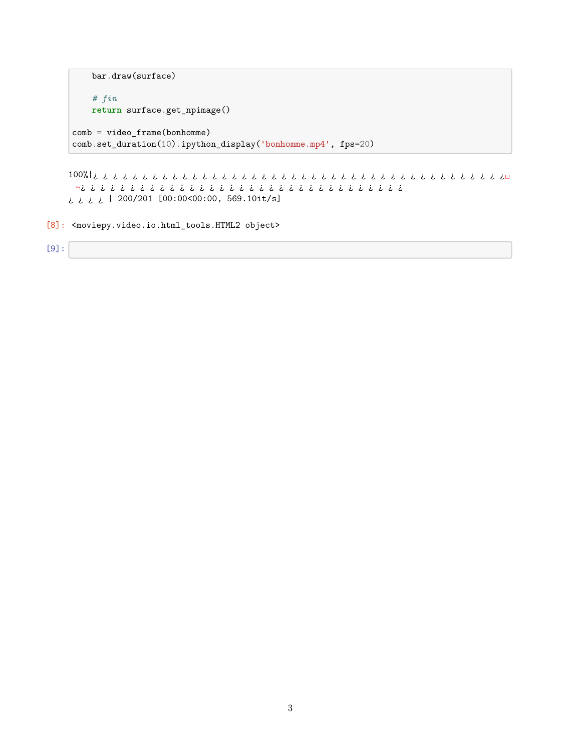```python
    bar.draw(surface)

    # fin
    return surface.get_npimage()

comb = video_frame(bonhomme)
comb.set_duration(10).ipython_display('bonhomme.mp4', fps=20)
```

```
100%|¿ ¿ ¿ ¿ ¿ ¿ ¿ ¿ ¿ ¿ ¿ ¿ ¿ ¿ ¿ ¿ ¿ ¿ ¿ ¿ ¿ ¿ ¿ ¿ ¿ ¿ ¿ ¿ ¿ ¿ ¿ ¿ ¿ ¿ ¿ ¿ ¿ ¿ ¿ ¿ ¿ ¿
 →¿ ¿ ¿ ¿ ¿ ¿ ¿ ¿ ¿ ¿ ¿ ¿ ¿ ¿ ¿ ¿ ¿ ¿ ¿ ¿ ¿ ¿ ¿ ¿ ¿ ¿ ¿ ¿ ¿ ¿ ¿ ¿ ¿ ¿
¿ ¿ ¿ ¿ | 200/201 [00:00<00:00, 569.10it/s]
```

[8]: <moviepy.video.io.html_tools.HTML2 object>

[9]: